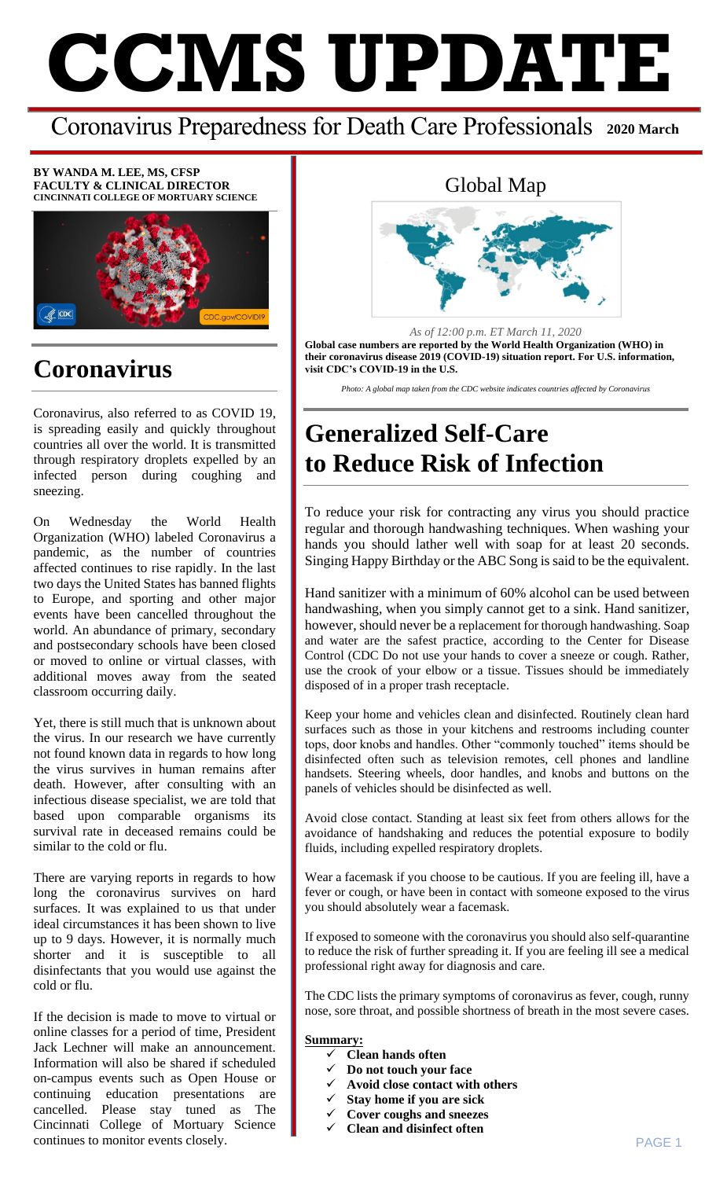# CCMS UPDATE

## Coronavirus Preparedness for Death Care Professionals **2020 March**

**BY WANDA M. LEE, MS, CFSP**
**FACULTY & CLINICAL DIRECTOR**
**CINCINNATI COLLEGE OF MORTUARY SCIENCE**

## Coronavirus

Coronavirus, also referred to as COVID 19, is spreading easily and quickly throughout countries all over the world. It is transmitted through respiratory droplets expelled by an infected person during coughing and sneezing.

On Wednesday the World Health Organization (WHO) labeled Coronavirus a pandemic, as the number of countries affected continues to rise rapidly. In the last two days the United States has banned flights to Europe, and sporting and other major events have been cancelled throughout the world. An abundance of primary, secondary and postsecondary schools have been closed or moved to online or virtual classes, with additional moves away from the seated classroom occurring daily.

Yet, there is still much that is unknown about the virus. In our research we have currently not found known data in regards to how long the virus survives in human remains after death. However, after consulting with an infectious disease specialist, we are told that based upon comparable organisms its survival rate in deceased remains could be similar to the cold or flu.

There are varying reports in regards to how long the coronavirus survives on hard surfaces. It was explained to us that under ideal circumstances it has been shown to live up to 9 days. However, it is normally much shorter and it is susceptible to all disinfectants that you would use against the cold or flu.

If the decision is made to move to virtual or online classes for a period of time, President Jack Lechner will make an announcement. Information will also be shared if scheduled on-campus events such as Open House or continuing education presentations are cancelled. Please stay tuned as The Cincinnati College of Mortuary Science continues to monitor events closely.

### Global Map

*As of 12:00 p.m. ET March 11, 2020*

**Global case numbers are reported by the World Health Organization (WHO) in their coronavirus disease 2019 (COVID-19) situation report. For U.S. information, visit CDC's COVID-19 in the U.S.**

*Photo: A global map taken from the CDC website indicates countries affected by Coronavirus*

## Generalized Self-Care to Reduce Risk of Infection

To reduce your risk for contracting any virus you should practice regular and thorough handwashing techniques. When washing your hands you should lather well with soap for at least 20 seconds. Singing Happy Birthday or the ABC Song is said to be the equivalent.

Hand sanitizer with a minimum of 60% alcohol can be used between handwashing, when you simply cannot get to a sink. Hand sanitizer, however, should never be a replacement for thorough handwashing. Soap and water are the safest practice, according to the Center for Disease Control (CDC Do not use your hands to cover a sneeze or cough. Rather, use the crook of your elbow or a tissue. Tissues should be immediately disposed of in a proper trash receptacle.

Keep your home and vehicles clean and disinfected. Routinely clean hard surfaces such as those in your kitchens and restrooms including counter tops, door knobs and handles. Other "commonly touched" items should be disinfected often such as television remotes, cell phones and landline handsets. Steering wheels, door handles, and knobs and buttons on the panels of vehicles should be disinfected as well.

Avoid close contact. Standing at least six feet from others allows for the avoidance of handshaking and reduces the potential exposure to bodily fluids, including expelled respiratory droplets.

Wear a facemask if you choose to be cautious. If you are feeling ill, have a fever or cough, or have been in contact with someone exposed to the virus you should absolutely wear a facemask.

If exposed to someone with the coronavirus you should also self-quarantine to reduce the risk of further spreading it. If you are feeling ill see a medical professional right away for diagnosis and care.

The CDC lists the primary symptoms of coronavirus as fever, cough, runny nose, sore throat, and possible shortness of breath in the most severe cases.

**Summary:**

- ✓ **Clean hands often**
- ✓ **Do not touch your face**
- ✓ **Avoid close contact with others**
- ✓ **Stay home if you are sick**
- ✓ **Cover coughs and sneezes**
- ✓ **Clean and disinfect often**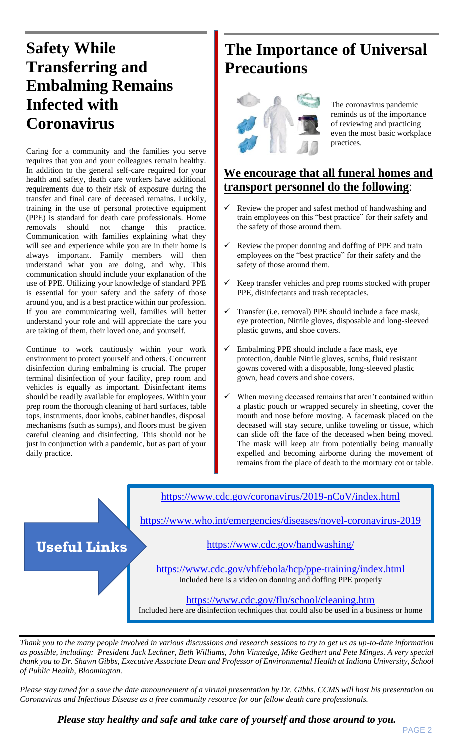# Safety While Transferring and Embalming Remains Infected with Coronavirus

Caring for a community and the families you serve requires that you and your colleagues remain healthy. In addition to the general self-care required for your health and safety, death care workers have additional requirements due to their risk of exposure during the transfer and final care of deceased remains. Luckily, training in the use of personal protective equipment (PPE) is standard for death care professionals. Home removals should not change this practice. Communication with families explaining what they will see and experience while you are in their home is always important. Family members will then understand what you are doing, and why. This communication should include your explanation of the use of PPE. Utilizing your knowledge of standard PPE is essential for your safety and the safety of those around you, and is a best practice within our profession. If you are communicating well, families will better understand your role and will appreciate the care you are taking of them, their loved one, and yourself.

Continue to work cautiously within your work environment to protect yourself and others. Concurrent disinfection during embalming is crucial. The proper terminal disinfection of your facility, prep room and vehicles is equally as important. Disinfectant items should be readily available for employees. Within your prep room the thorough cleaning of hard surfaces, table tops, instruments, door knobs, cabinet handles, disposal mechanisms (such as sumps), and floors must be given careful cleaning and disinfecting. This should not be just in conjunction with a pandemic, but as part of your daily practice.

# The Importance of Universal Precautions

The coronavirus pandemic reminds us of the importance of reviewing and practicing even the most basic workplace practices.

## We encourage that all funeral homes and transport personnel do the following:

- ✓ Review the proper and safest method of handwashing and train employees on this "best practice" for their safety and the safety of those around them.
- ✓ Review the proper donning and doffing of PPE and train employees on the "best practice" for their safety and the safety of those around them.
- ✓ Keep transfer vehicles and prep rooms stocked with proper PPE, disinfectants and trash receptacles.
- ✓ Transfer (i.e. removal) PPE should include a face mask, eye protection, Nitrile gloves, disposable and long-sleeved plastic gowns, and shoe covers.
- ✓ Embalming PPE should include a face mask, eye protection, double Nitrile gloves, scrubs, fluid resistant gowns covered with a disposable, long-sleeved plastic gown, head covers and shoe covers.
- ✓ When moving deceased remains that aren't contained within a plastic pouch or wrapped securely in sheeting, cover the mouth and nose before moving. A facemask placed on the deceased will stay secure, unlike toweling or tissue, which can slide off the face of the deceased when being moved. The mask will keep air from potentially being manually expelled and becoming airborne during the movement of remains from the place of death to the mortuary cot or table.

## Useful Links

https://www.cdc.gov/coronavirus/2019-nCoV/index.html

https://www.who.int/emergencies/diseases/novel-coronavirus-2019

https://www.cdc.gov/handwashing/

https://www.cdc.gov/vhf/ebola/hcp/ppe-training/index.html
Included here is a video on donning and doffing PPE properly

https://www.cdc.gov/flu/school/cleaning.htm
Included here are disinfection techniques that could also be used in a business or home

*Thank you to the many people involved in various discussions and research sessions to try to get us as up-to-date information as possible, including: President Jack Lechner, Beth Williams, John Vinnedge, Mike Gedhert and Pete Minges. A very special thank you to Dr. Shawn Gibbs, Executive Associate Dean and Professor of Environmental Health at Indiana University, School of Public Health, Bloomington.*

*Please stay tuned for a save the date announcement of a virutal presentation by Dr. Gibbs. CCMS will host his presentation on Coronavirus and Infectious Disease as a free community resource for our fellow death care professionals.*

***Please stay healthy and safe and take care of yourself and those around to you.***